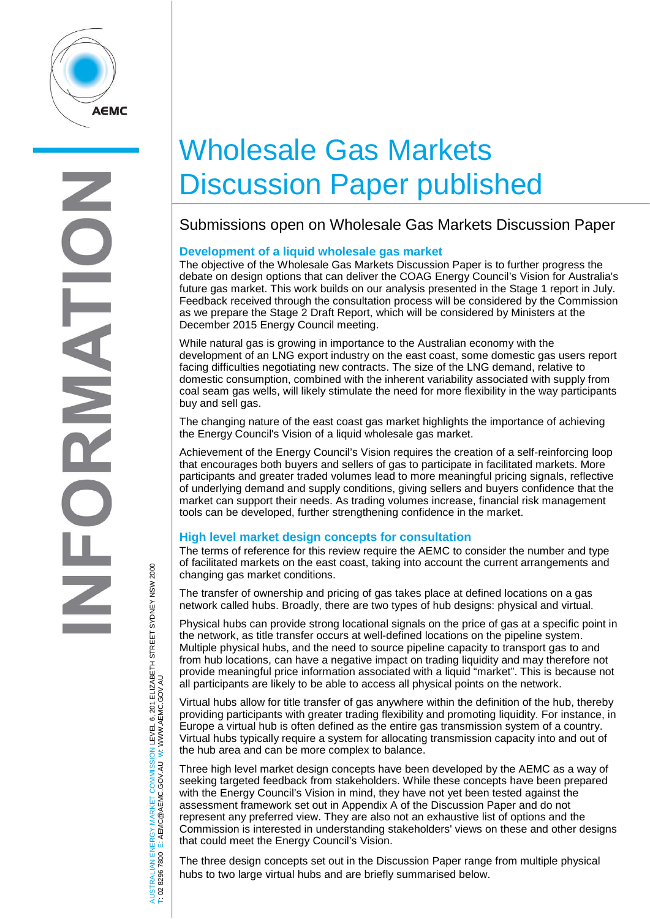# Wholesale Gas Markets Discussion Paper published

## Submissions open on Wholesale Gas Markets Discussion Paper

### Development of a liquid wholesale gas market

The objective of the Wholesale Gas Markets Discussion Paper is to further progress the debate on design options that can deliver the COAG Energy Council's Vision for Australia's future gas market. This work builds on our analysis presented in the Stage 1 report in July. Feedback received through the consultation process will be considered by the Commission as we prepare the Stage 2 Draft Report, which will be considered by Ministers at the December 2015 Energy Council meeting.

While natural gas is growing in importance to the Australian economy with the development of an LNG export industry on the east coast, some domestic gas users report facing difficulties negotiating new contracts. The size of the LNG demand, relative to domestic consumption, combined with the inherent variability associated with supply from coal seam gas wells, will likely stimulate the need for more flexibility in the way participants buy and sell gas.

The changing nature of the east coast gas market highlights the importance of achieving the Energy Council's Vision of a liquid wholesale gas market.

Achievement of the Energy Council's Vision requires the creation of a self-reinforcing loop that encourages both buyers and sellers of gas to participate in facilitated markets. More participants and greater traded volumes lead to more meaningful pricing signals, reflective of underlying demand and supply conditions, giving sellers and buyers confidence that the market can support their needs. As trading volumes increase, financial risk management tools can be developed, further strengthening confidence in the market.

### High level market design concepts for consultation

The terms of reference for this review require the AEMC to consider the number and type of facilitated markets on the east coast, taking into account the current arrangements and changing gas market conditions.

The transfer of ownership and pricing of gas takes place at defined locations on a gas network called hubs. Broadly, there are two types of hub designs: physical and virtual.

Physical hubs can provide strong locational signals on the price of gas at a specific point in the network, as title transfer occurs at well-defined locations on the pipeline system. Multiple physical hubs, and the need to source pipeline capacity to transport gas to and from hub locations, can have a negative impact on trading liquidity and may therefore not provide meaningful price information associated with a liquid "market". This is because not all participants are likely to be able to access all physical points on the network.

Virtual hubs allow for title transfer of gas anywhere within the definition of the hub, thereby providing participants with greater trading flexibility and promoting liquidity. For instance, in Europe a virtual hub is often defined as the entire gas transmission system of a country. Virtual hubs typically require a system for allocating transmission capacity into and out of the hub area and can be more complex to balance.

Three high level market design concepts have been developed by the AEMC as a way of seeking targeted feedback from stakeholders. While these concepts have been prepared with the Energy Council's Vision in mind, they have not yet been tested against the assessment framework set out in Appendix A of the Discussion Paper and do not represent any preferred view. They are also not an exhaustive list of options and the Commission is interested in understanding stakeholders' views on these and other designs that could meet the Energy Council's Vision.

The three design concepts set out in the Discussion Paper range from multiple physical hubs to two large virtual hubs and are briefly summarised below.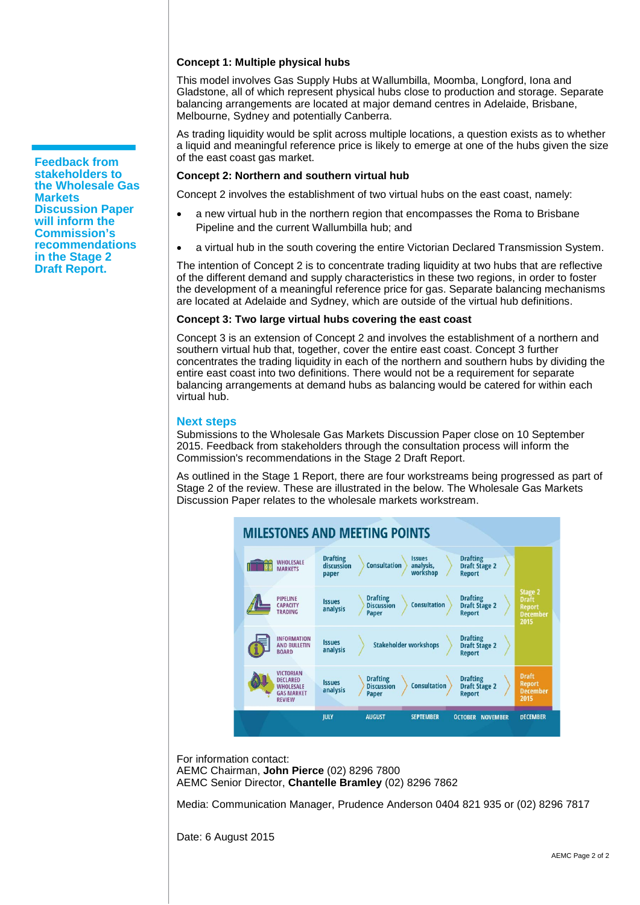**Feedback from stakeholders to the Wholesale Gas Markets Discussion Paper will inform the Commission's recommendations in the Stage 2 Draft Report.**

**Concept 1: Multiple physical hubs**

This model involves Gas Supply Hubs at Wallumbilla, Moomba, Longford, Iona and Gladstone, all of which represent physical hubs close to production and storage. Separate balancing arrangements are located at major demand centres in Adelaide, Brisbane, Melbourne, Sydney and potentially Canberra.

As trading liquidity would be split across multiple locations, a question exists as to whether a liquid and meaningful reference price is likely to emerge at one of the hubs given the size of the east coast gas market.

**Concept 2: Northern and southern virtual hub**

Concept 2 involves the establishment of two virtual hubs on the east coast, namely:

- a new virtual hub in the northern region that encompasses the Roma to Brisbane Pipeline and the current Wallumbilla hub; and
- a virtual hub in the south covering the entire Victorian Declared Transmission System.

The intention of Concept 2 is to concentrate trading liquidity at two hubs that are reflective of the different demand and supply characteristics in these two regions, in order to foster the development of a meaningful reference price for gas. Separate balancing mechanisms are located at Adelaide and Sydney, which are outside of the virtual hub definitions.

**Concept 3: Two large virtual hubs covering the east coast**

Concept 3 is an extension of Concept 2 and involves the establishment of a northern and southern virtual hub that, together, cover the entire east coast. Concept 3 further concentrates the trading liquidity in each of the northern and southern hubs by dividing the entire east coast into two definitions. There would not be a requirement for separate balancing arrangements at demand hubs as balancing would be catered for within each virtual hub.

## Next steps

Submissions to the Wholesale Gas Markets Discussion Paper close on 10 September 2015. Feedback from stakeholders through the consultation process will inform the Commission's recommendations in the Stage 2 Draft Report.

As outlined in the Stage 1 Report, there are four workstreams being progressed as part of Stage 2 of the review. These are illustrated in the below. The Wholesale Gas Markets Discussion Paper relates to the wholesale markets workstream.

MILESTONES AND MEETING POINTS

WHOLESALE MARKETS: Drafting discussion paper → Consultation → Issues analysis, workshop → Drafting Draft Stage 2 Report

PIPELINE CAPACITY TRADING: Issues analysis → Drafting Discussion Paper → Consultation → Drafting Draft Stage 2 Report

INFORMATION AND BULLETIN BOARD: Issues analysis → Stakeholder workshops → Drafting Draft Stage 2 Report

Stage 2 Draft Report December 2015

VICTORIAN DECLARED WHOLESALE GAS MARKET REVIEW: Issues analysis → Drafting Discussion Paper → Consultation → Drafting Draft Stage 2 Report → Draft Report December 2015

JULY AUGUST SEPTEMBER OCTOBER NOVEMBER DECEMBER

For information contact:
AEMC Chairman, **John Pierce** (02) 8296 7800
AEMC Senior Director, **Chantelle Bramley** (02) 8296 7862

Media: Communication Manager, Prudence Anderson 0404 821 935 or (02) 8296 7817

Date: 6 August 2015